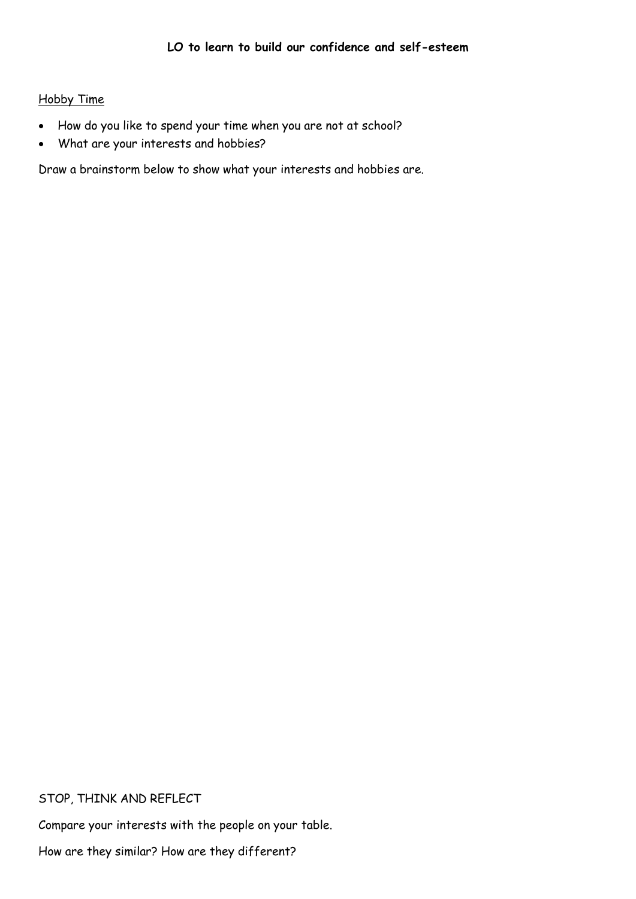**LO to learn to build our confidence and self-esteem**

Hobby Time

- How do you like to spend your time when you are not at school?
- What are your interests and hobbies?

Draw a brainstorm below to show what your interests and hobbies are.

STOP, THINK AND REFLECT

Compare your interests with the people on your table.

How are they similar? How are they different?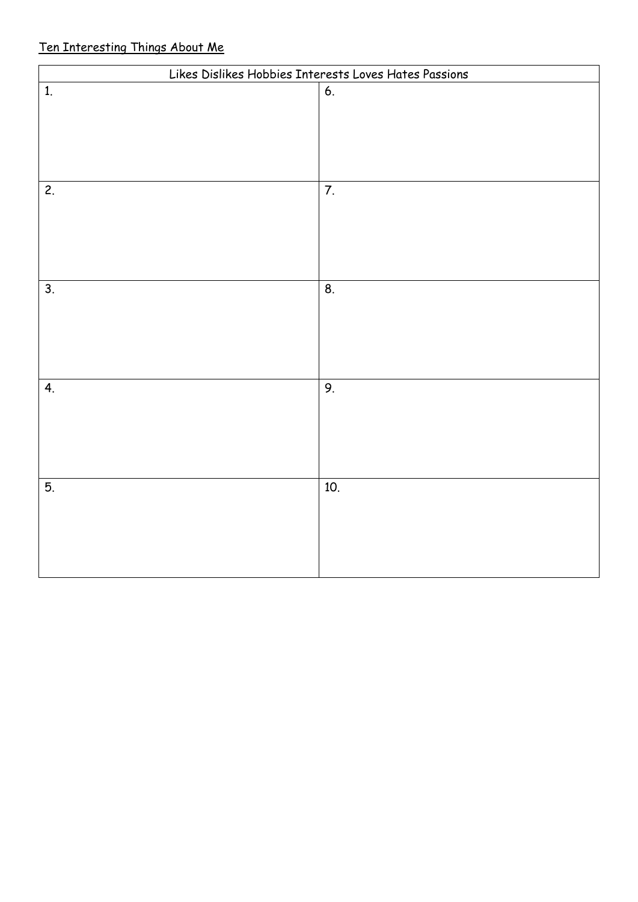Ten Interesting Things About Me

| Likes Dislikes Hobbies Interests Loves Hates Passions | |
|---|---|
| 1. | 6. |
| 2. | 7. |
| 3. | 8. |
| 4. | 9. |
| 5. | 10. |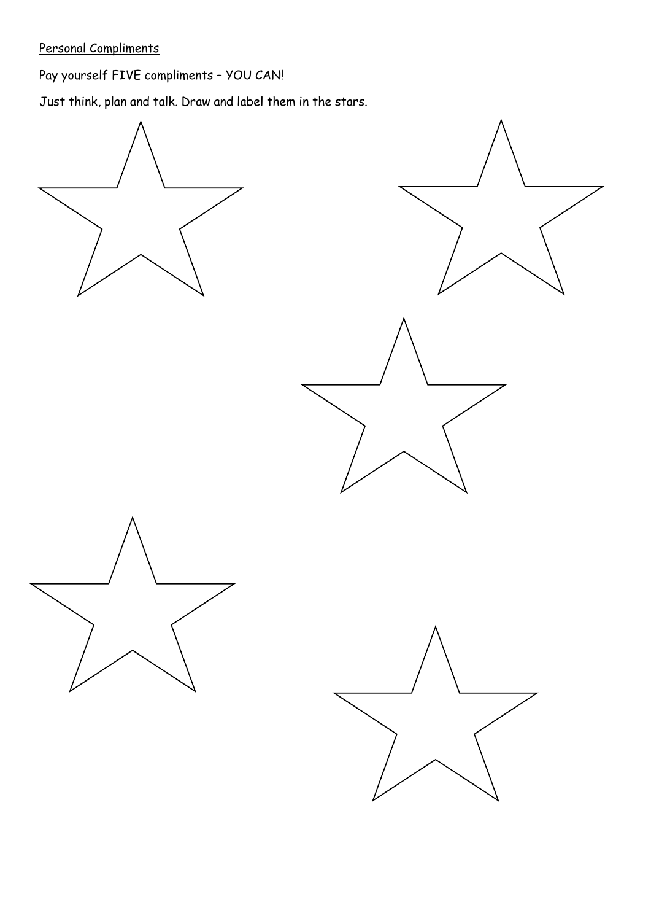<u>Personal Compliments</u>

Pay yourself FIVE compliments – YOU CAN!

Just think, plan and talk. Draw and label them in the stars.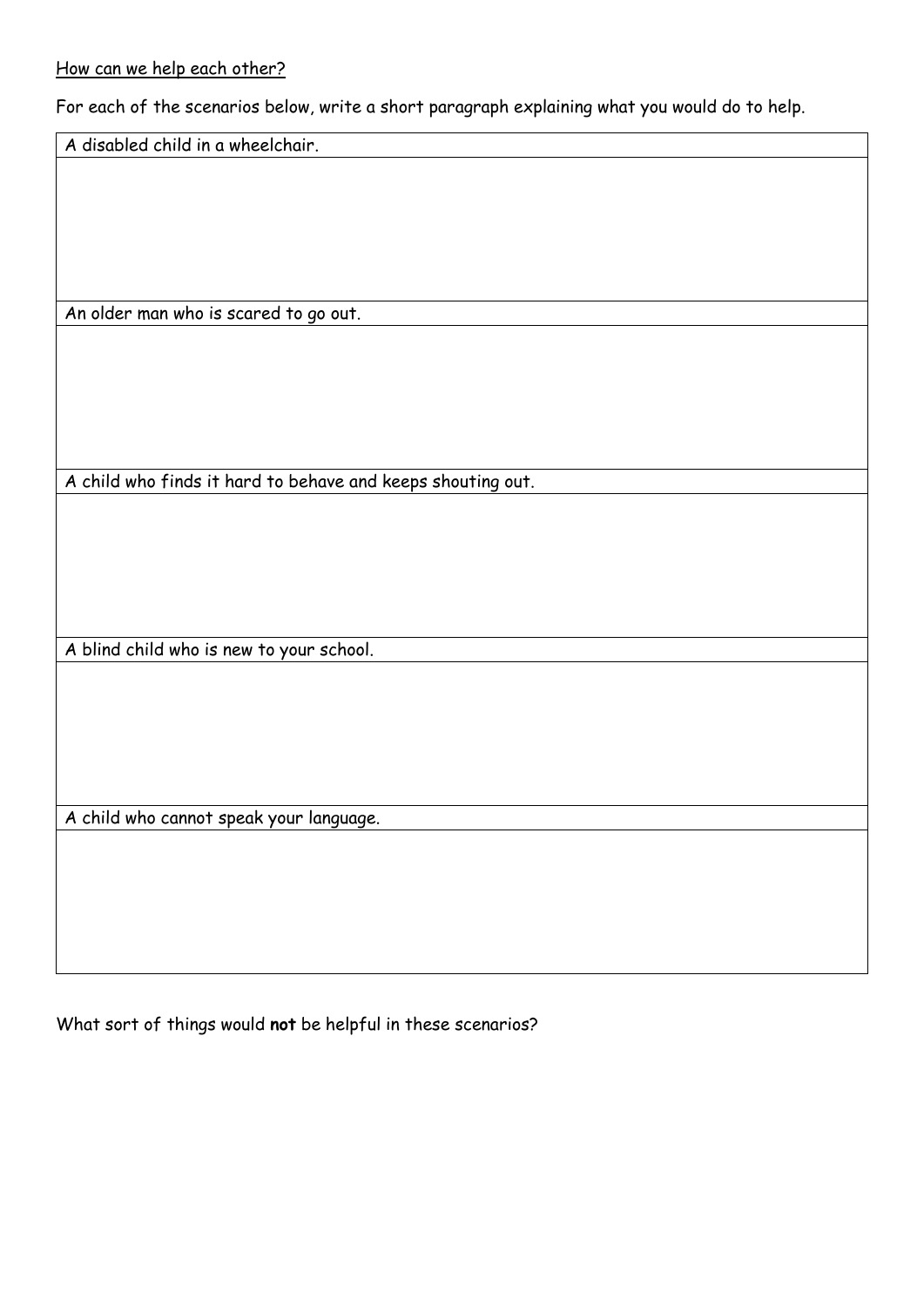<u>How can we help each other?</u>

For each of the scenarios below, write a short paragraph explaining what you would do to help.

| A disabled child in a wheelchair. |
| --- |
| |
| An older man who is scared to go out. |
| |
| A child who finds it hard to behave and keeps shouting out. |
| |
| A blind child who is new to your school. |
| |
| A child who cannot speak your language. |
| |

What sort of things would **not** be helpful in these scenarios?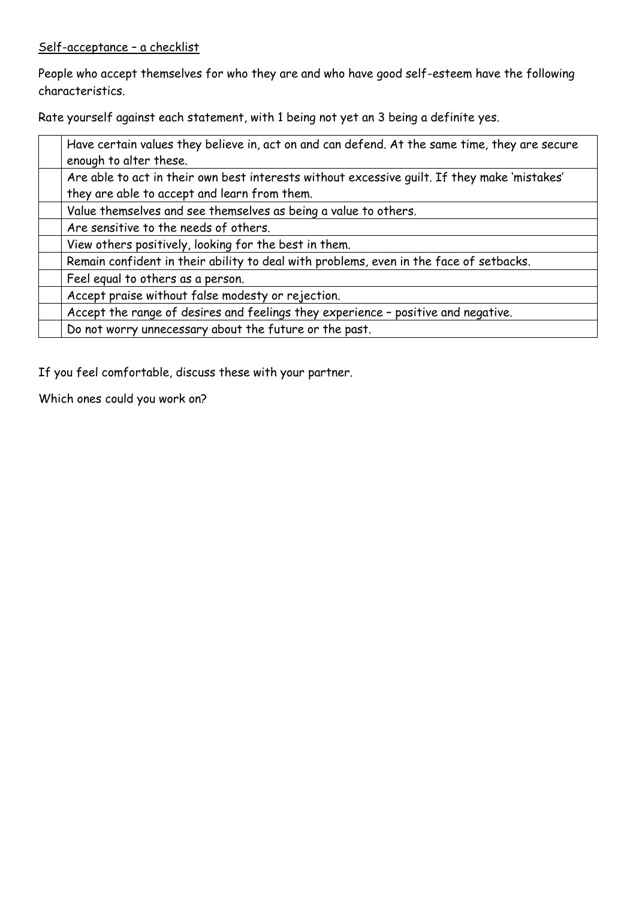Self-acceptance – a checklist

People who accept themselves for who they are and who have good self-esteem have the following characteristics.

Rate yourself against each statement, with 1 being not yet an 3 being a definite yes.

| | |
|---|---|
| | Have certain values they believe in, act on and can defend. At the same time, they are secure enough to alter these. |
| | Are able to act in their own best interests without excessive guilt. If they make 'mistakes' they are able to accept and learn from them. |
| | Value themselves and see themselves as being a value to others. |
| | Are sensitive to the needs of others. |
| | View others positively, looking for the best in them. |
| | Remain confident in their ability to deal with problems, even in the face of setbacks. |
| | Feel equal to others as a person. |
| | Accept praise without false modesty or rejection. |
| | Accept the range of desires and feelings they experience – positive and negative. |
| | Do not worry unnecessary about the future or the past. |

If you feel comfortable, discuss these with your partner.

Which ones could you work on?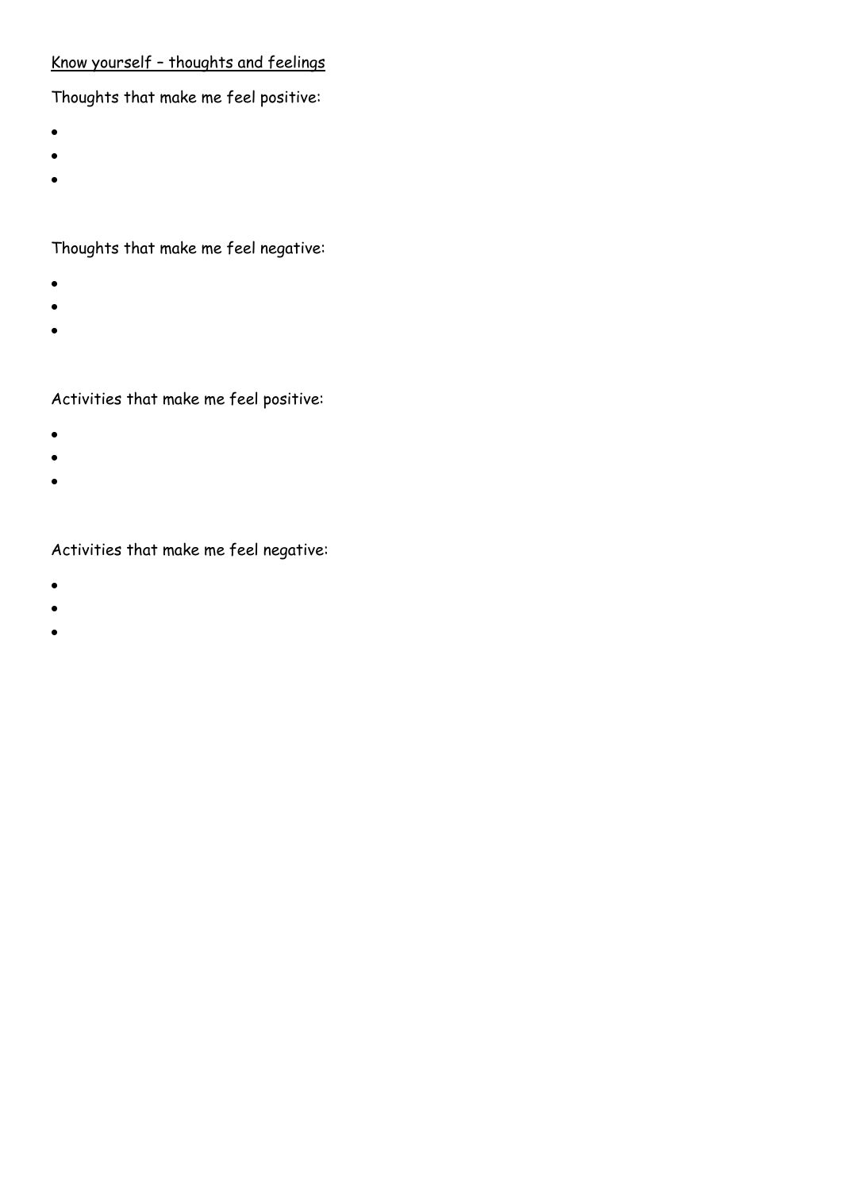Know yourself – thoughts and feelings

Thoughts that make me feel positive:

- 
- 
- 

Thoughts that make me feel negative:

- 
- 
- 

Activities that make me feel positive:

- 
- 
- 

Activities that make me feel negative:

- 
- 
-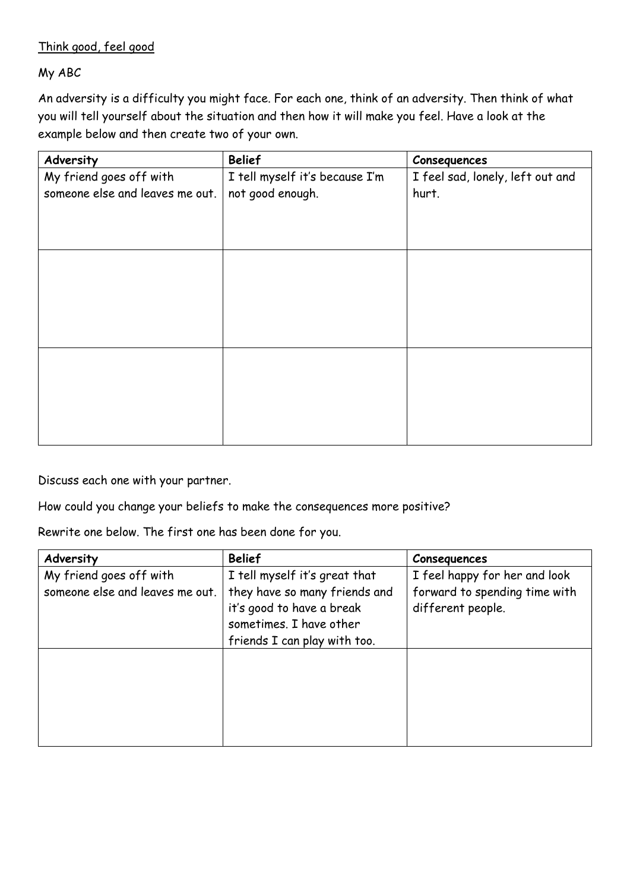Think good, feel good

My ABC

An adversity is a difficulty you might face. For each one, think of an adversity. Then think of what you will tell yourself about the situation and then how it will make you feel. Have a look at the example below and then create two of your own.

| **Adversity** | **Belief** | **Consequences** |
|---|---|---|
| My friend goes off with someone else and leaves me out. | I tell myself it's because I'm not good enough. | I feel sad, lonely, left out and hurt. |
| | | |
| | | |

Discuss each one with your partner.

How could you change your beliefs to make the consequences more positive?

Rewrite one below. The first one has been done for you.

| **Adversity** | **Belief** | **Consequences** |
|---|---|---|
| My friend goes off with someone else and leaves me out. | I tell myself it's great that they have so many friends and it's good to have a break sometimes. I have other friends I can play with too. | I feel happy for her and look forward to spending time with different people. |
| | | |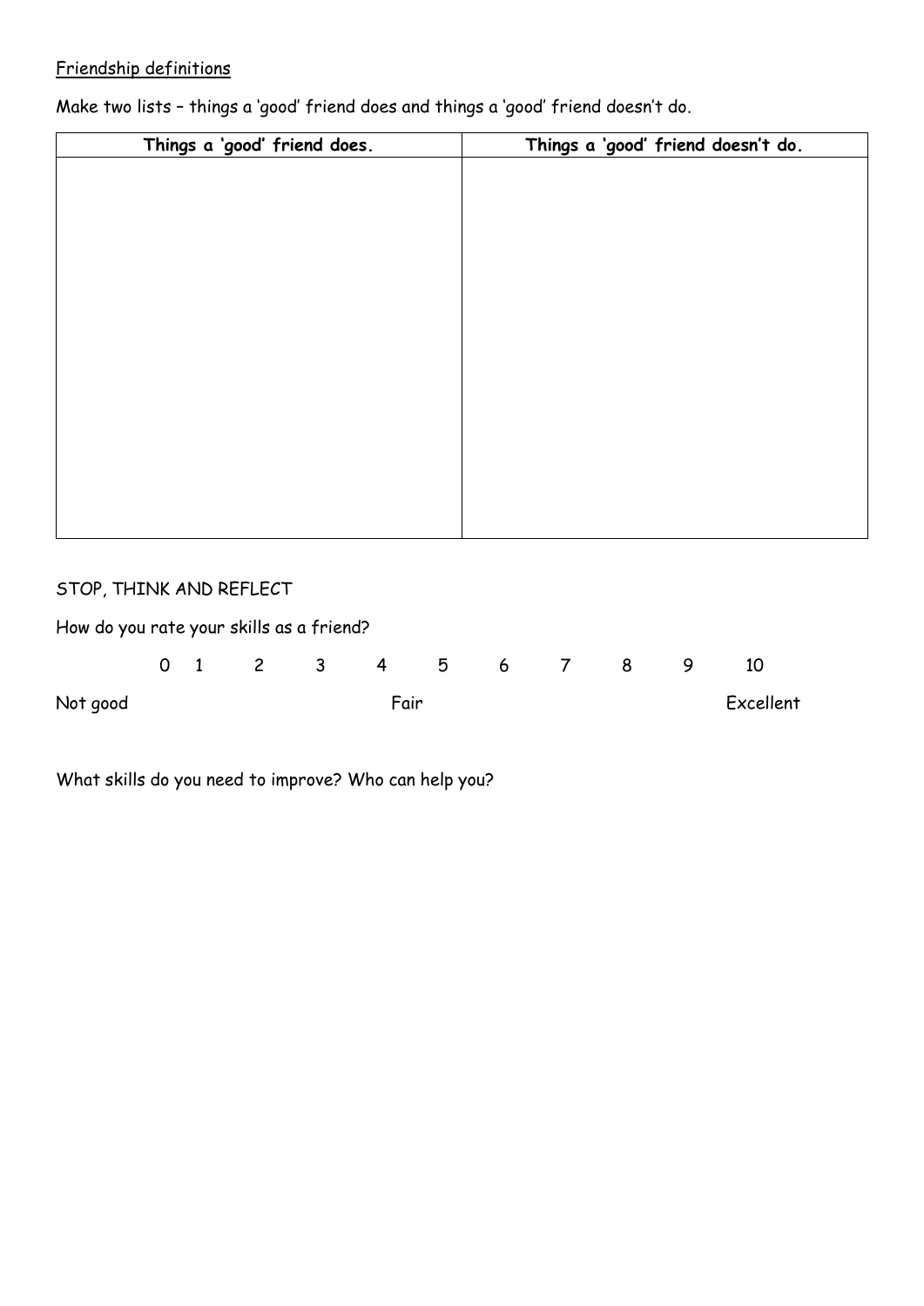Friendship definitions

Make two lists – things a 'good' friend does and things a 'good' friend doesn't do.

| **Things a 'good' friend does.** | **Things a 'good' friend doesn't do.** |
|---|---|
| | |

STOP, THINK AND REFLECT

How do you rate your skills as a friend?

0 1 2 3 4 5 6 7 8 9 10

Not good Fair Excellent

What skills do you need to improve? Who can help you?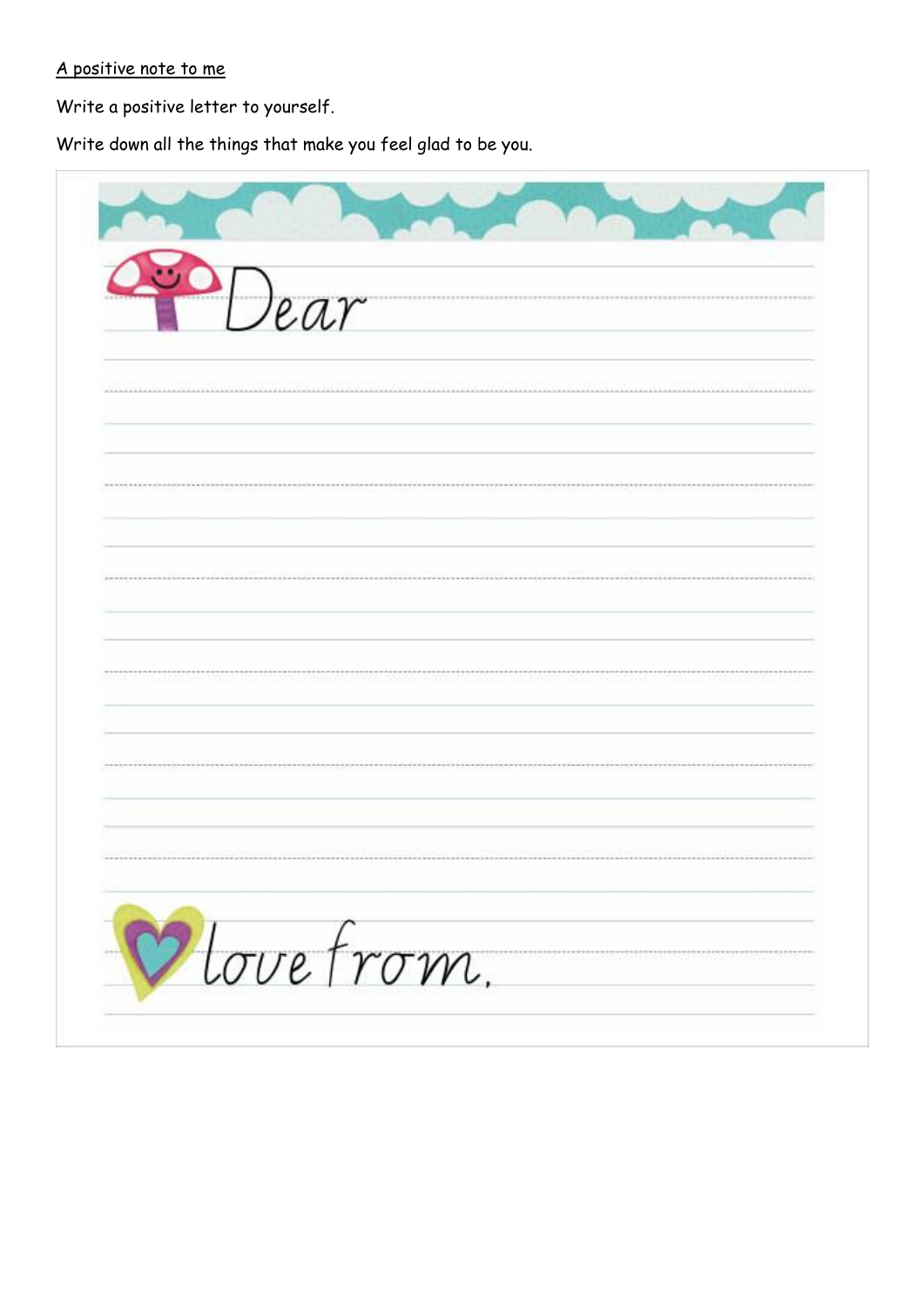<u>A positive note to me</u>

Write a positive letter to yourself.

Write down all the things that make you feel glad to be you.

Dear

love from,